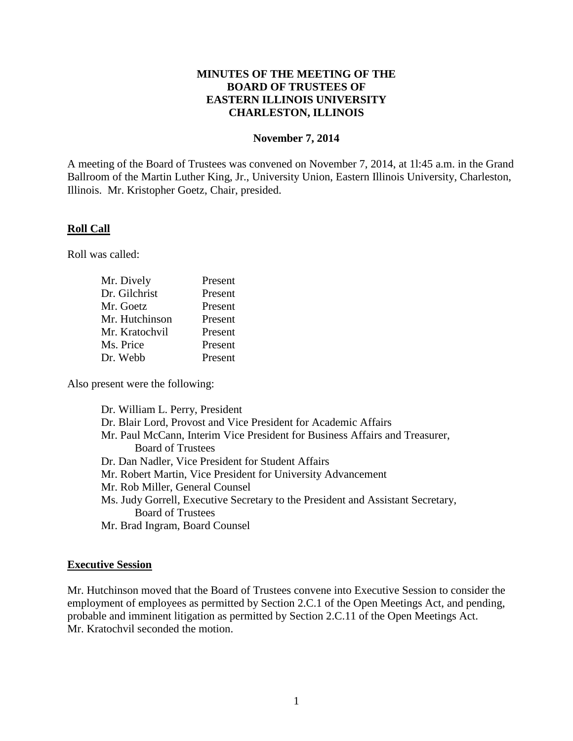# MINUTES OF THE MEETING OF THE BOARD OF TRUSTEES OF EASTERN ILLINOIS UNIVERSITY CHARLESTON, ILLINOIS

**November 7, 2014**

A meeting of the Board of Trustees was convened on November 7, 2014, at 1l:45 a.m. in the Grand Ballroom of the Martin Luther King, Jr., University Union, Eastern Illinois University, Charleston, Illinois. Mr. Kristopher Goetz, Chair, presided.

## Roll Call

Roll was called:

| | |
|---|---|
| Mr. Dively | Present |
| Dr. Gilchrist | Present |
| Mr. Goetz | Present |
| Mr. Hutchinson | Present |
| Mr. Kratochvil | Present |
| Ms. Price | Present |
| Dr. Webb | Present |

Also present were the following:

- Dr. William L. Perry, President
- Dr. Blair Lord, Provost and Vice President for Academic Affairs
- Mr. Paul McCann, Interim Vice President for Business Affairs and Treasurer, Board of Trustees
- Dr. Dan Nadler, Vice President for Student Affairs
- Mr. Robert Martin, Vice President for University Advancement
- Mr. Rob Miller, General Counsel
- Ms. Judy Gorrell, Executive Secretary to the President and Assistant Secretary, Board of Trustees
- Mr. Brad Ingram, Board Counsel

## Executive Session

Mr. Hutchinson moved that the Board of Trustees convene into Executive Session to consider the employment of employees as permitted by Section 2.C.1 of the Open Meetings Act, and pending, probable and imminent litigation as permitted by Section 2.C.11 of the Open Meetings Act. Mr. Kratochvil seconded the motion.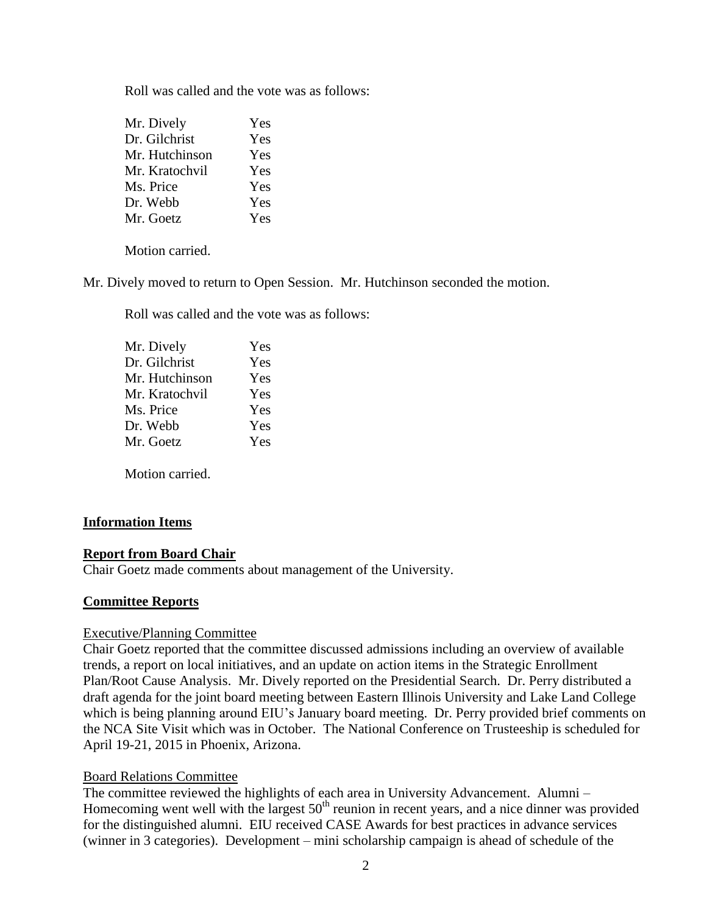Roll was called and the vote was as follows:

| | |
|---|---|
| Mr. Dively | Yes |
| Dr. Gilchrist | Yes |
| Mr. Hutchinson | Yes |
| Mr. Kratochvil | Yes |
| Ms. Price | Yes |
| Dr. Webb | Yes |
| Mr. Goetz | Yes |

Motion carried.

Mr. Dively moved to return to Open Session. Mr. Hutchinson seconded the motion.

Roll was called and the vote was as follows:

| | |
|---|---|
| Mr. Dively | Yes |
| Dr. Gilchrist | Yes |
| Mr. Hutchinson | Yes |
| Mr. Kratochvil | Yes |
| Ms. Price | Yes |
| Dr. Webb | Yes |
| Mr. Goetz | Yes |

Motion carried.

**Information Items**

**Report from Board Chair**

Chair Goetz made comments about management of the University.

**Committee Reports**

Executive/Planning Committee

Chair Goetz reported that the committee discussed admissions including an overview of available trends, a report on local initiatives, and an update on action items in the Strategic Enrollment Plan/Root Cause Analysis. Mr. Dively reported on the Presidential Search. Dr. Perry distributed a draft agenda for the joint board meeting between Eastern Illinois University and Lake Land College which is being planning around EIU's January board meeting. Dr. Perry provided brief comments on the NCA Site Visit which was in October. The National Conference on Trusteeship is scheduled for April 19-21, 2015 in Phoenix, Arizona.

Board Relations Committee

The committee reviewed the highlights of each area in University Advancement. Alumni – Homecoming went well with the largest 50th reunion in recent years, and a nice dinner was provided for the distinguished alumni. EIU received CASE Awards for best practices in advance services (winner in 3 categories). Development – mini scholarship campaign is ahead of schedule of the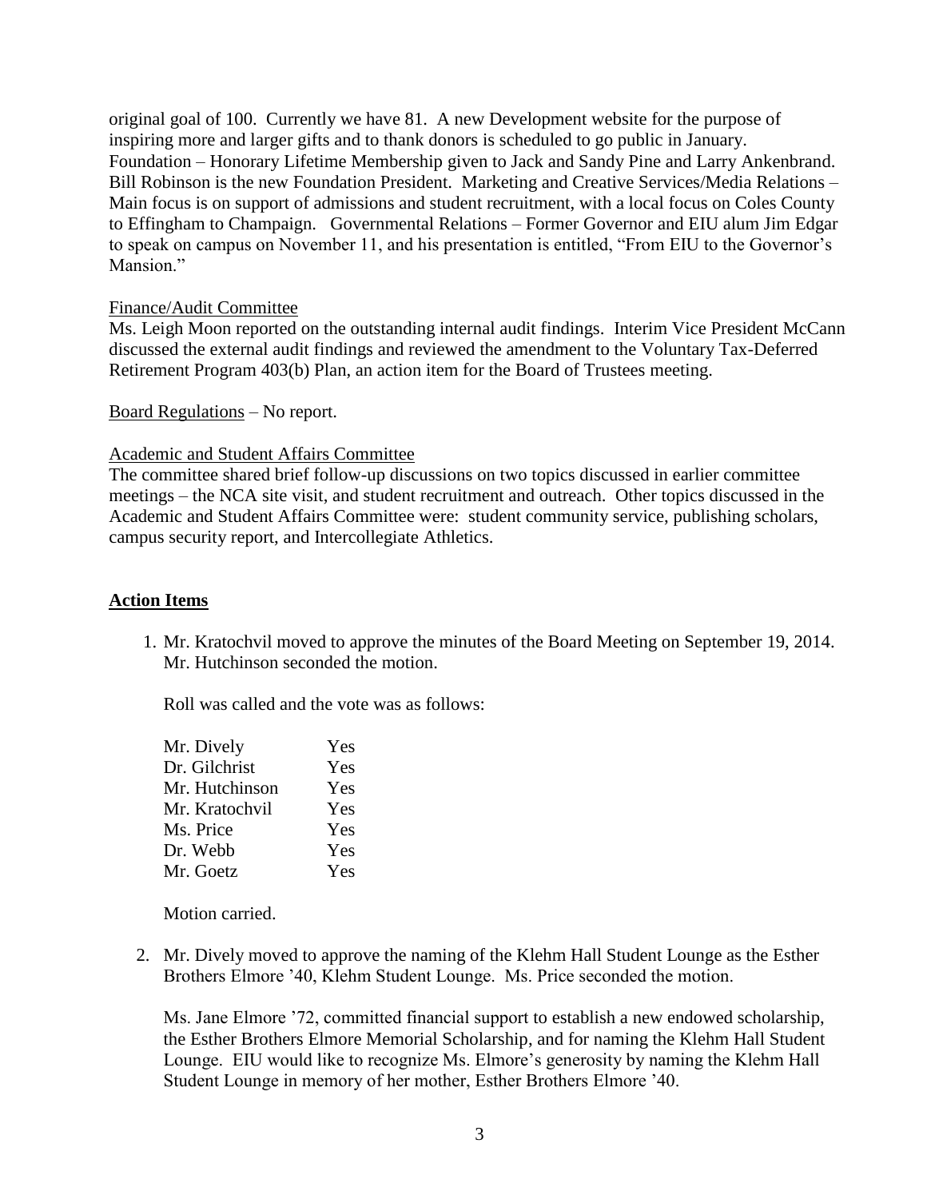original goal of 100. Currently we have 81. A new Development website for the purpose of inspiring more and larger gifts and to thank donors is scheduled to go public in January. Foundation – Honorary Lifetime Membership given to Jack and Sandy Pine and Larry Ankenbrand. Bill Robinson is the new Foundation President. Marketing and Creative Services/Media Relations – Main focus is on support of admissions and student recruitment, with a local focus on Coles County to Effingham to Champaign. Governmental Relations – Former Governor and EIU alum Jim Edgar to speak on campus on November 11, and his presentation is entitled, "From EIU to the Governor's Mansion."

Finance/Audit Committee

Ms. Leigh Moon reported on the outstanding internal audit findings. Interim Vice President McCann discussed the external audit findings and reviewed the amendment to the Voluntary Tax-Deferred Retirement Program 403(b) Plan, an action item for the Board of Trustees meeting.

Board Regulations – No report.

Academic and Student Affairs Committee

The committee shared brief follow-up discussions on two topics discussed in earlier committee meetings – the NCA site visit, and student recruitment and outreach. Other topics discussed in the Academic and Student Affairs Committee were: student community service, publishing scholars, campus security report, and Intercollegiate Athletics.

## Action Items

1. Mr. Kratochvil moved to approve the minutes of the Board Meeting on September 19, 2014. Mr. Hutchinson seconded the motion.

   Roll was called and the vote was as follows:

   | | |
   |---|---|
   | Mr. Dively | Yes |
   | Dr. Gilchrist | Yes |
   | Mr. Hutchinson | Yes |
   | Mr. Kratochvil | Yes |
   | Ms. Price | Yes |
   | Dr. Webb | Yes |
   | Mr. Goetz | Yes |

   Motion carried.

2. Mr. Dively moved to approve the naming of the Klehm Hall Student Lounge as the Esther Brothers Elmore '40, Klehm Student Lounge. Ms. Price seconded the motion.

   Ms. Jane Elmore '72, committed financial support to establish a new endowed scholarship, the Esther Brothers Elmore Memorial Scholarship, and for naming the Klehm Hall Student Lounge. EIU would like to recognize Ms. Elmore's generosity by naming the Klehm Hall Student Lounge in memory of her mother, Esther Brothers Elmore '40.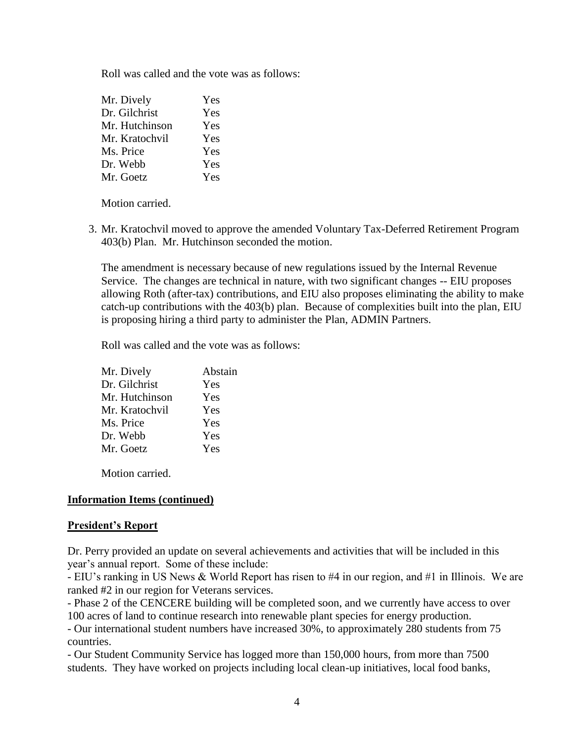Roll was called and the vote was as follows:

| | |
|---|---|
| Mr. Dively | Yes |
| Dr. Gilchrist | Yes |
| Mr. Hutchinson | Yes |
| Mr. Kratochvil | Yes |
| Ms. Price | Yes |
| Dr. Webb | Yes |
| Mr. Goetz | Yes |

Motion carried.

3. Mr. Kratochvil moved to approve the amended Voluntary Tax-Deferred Retirement Program 403(b) Plan. Mr. Hutchinson seconded the motion.

   The amendment is necessary because of new regulations issued by the Internal Revenue Service. The changes are technical in nature, with two significant changes -- EIU proposes allowing Roth (after-tax) contributions, and EIU also proposes eliminating the ability to make catch-up contributions with the 403(b) plan. Because of complexities built into the plan, EIU is proposing hiring a third party to administer the Plan, ADMIN Partners.

   Roll was called and the vote was as follows:

| | |
|---|---|
| Mr. Dively | Abstain |
| Dr. Gilchrist | Yes |
| Mr. Hutchinson | Yes |
| Mr. Kratochvil | Yes |
| Ms. Price | Yes |
| Dr. Webb | Yes |
| Mr. Goetz | Yes |

   Motion carried.

**Information Items (continued)**

**President's Report**

Dr. Perry provided an update on several achievements and activities that will be included in this year's annual report. Some of these include:

- EIU's ranking in US News & World Report has risen to #4 in our region, and #1 in Illinois. We are ranked #2 in our region for Veterans services.
- Phase 2 of the CENCERE building will be completed soon, and we currently have access to over 100 acres of land to continue research into renewable plant species for energy production.
- Our international student numbers have increased 30%, to approximately 280 students from 75 countries.
- Our Student Community Service has logged more than 150,000 hours, from more than 7500 students. They have worked on projects including local clean-up initiatives, local food banks,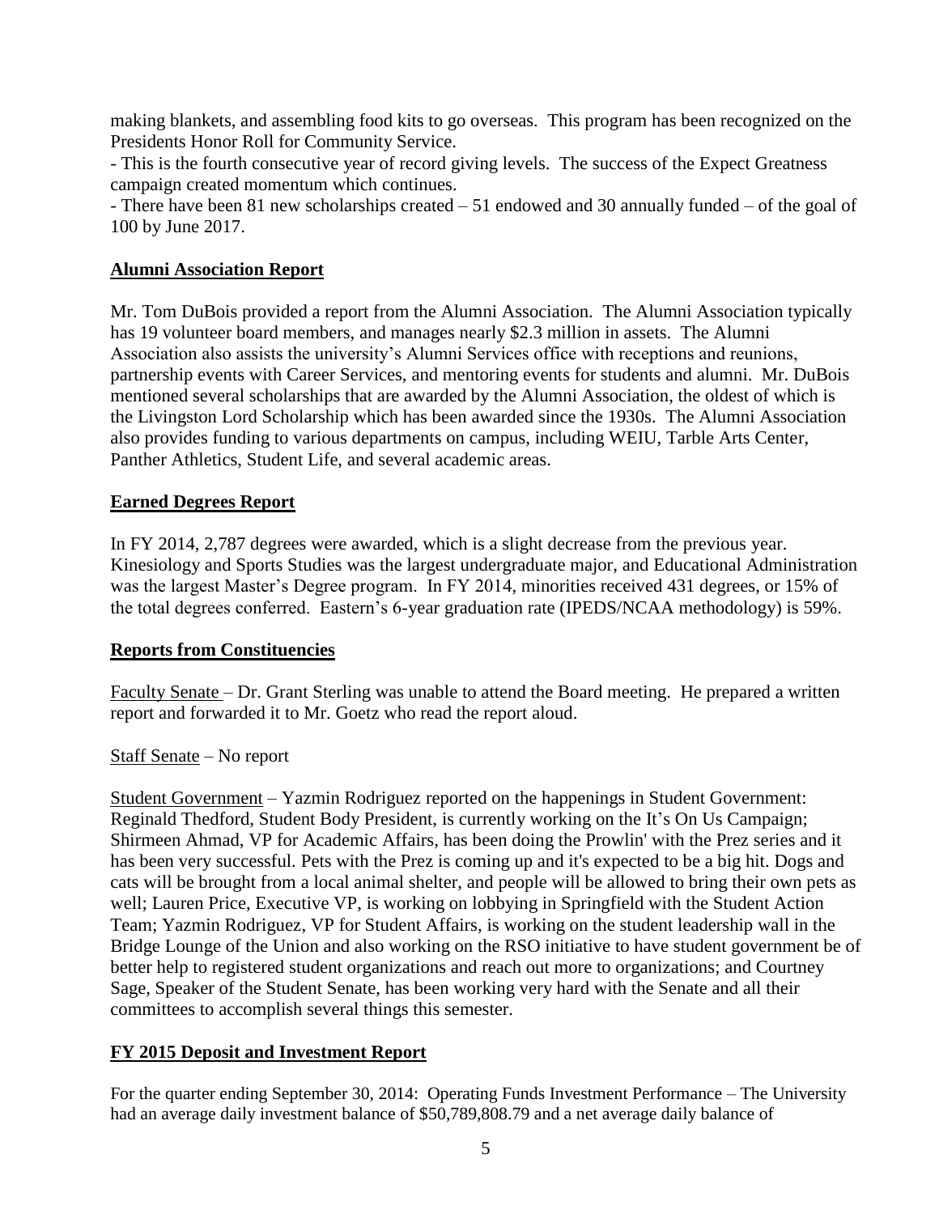making blankets, and assembling food kits to go overseas. This program has been recognized on the Presidents Honor Roll for Community Service.

- This is the fourth consecutive year of record giving levels. The success of the Expect Greatness campaign created momentum which continues.
- There have been 81 new scholarships created – 51 endowed and 30 annually funded – of the goal of 100 by June 2017.

**Alumni Association Report**

Mr. Tom DuBois provided a report from the Alumni Association. The Alumni Association typically has 19 volunteer board members, and manages nearly $2.3 million in assets. The Alumni Association also assists the university's Alumni Services office with receptions and reunions, partnership events with Career Services, and mentoring events for students and alumni. Mr. DuBois mentioned several scholarships that are awarded by the Alumni Association, the oldest of which is the Livingston Lord Scholarship which has been awarded since the 1930s. The Alumni Association also provides funding to various departments on campus, including WEIU, Tarble Arts Center, Panther Athletics, Student Life, and several academic areas.

**Earned Degrees Report**

In FY 2014, 2,787 degrees were awarded, which is a slight decrease from the previous year. Kinesiology and Sports Studies was the largest undergraduate major, and Educational Administration was the largest Master's Degree program. In FY 2014, minorities received 431 degrees, or 15% of the total degrees conferred. Eastern's 6-year graduation rate (IPEDS/NCAA methodology) is 59%.

**Reports from Constituencies**

Faculty Senate – Dr. Grant Sterling was unable to attend the Board meeting. He prepared a written report and forwarded it to Mr. Goetz who read the report aloud.

Staff Senate – No report

Student Government – Yazmin Rodriguez reported on the happenings in Student Government: Reginald Thedford, Student Body President, is currently working on the It's On Us Campaign; Shirmeen Ahmad, VP for Academic Affairs, has been doing the Prowlin' with the Prez series and it has been very successful. Pets with the Prez is coming up and it's expected to be a big hit. Dogs and cats will be brought from a local animal shelter, and people will be allowed to bring their own pets as well; Lauren Price, Executive VP, is working on lobbying in Springfield with the Student Action Team; Yazmin Rodriguez, VP for Student Affairs, is working on the student leadership wall in the Bridge Lounge of the Union and also working on the RSO initiative to have student government be of better help to registered student organizations and reach out more to organizations; and Courtney Sage, Speaker of the Student Senate, has been working very hard with the Senate and all their committees to accomplish several things this semester.

**FY 2015 Deposit and Investment Report**

For the quarter ending September 30, 2014: Operating Funds Investment Performance – The University had an average daily investment balance of $50,789,808.79 and a net average daily balance of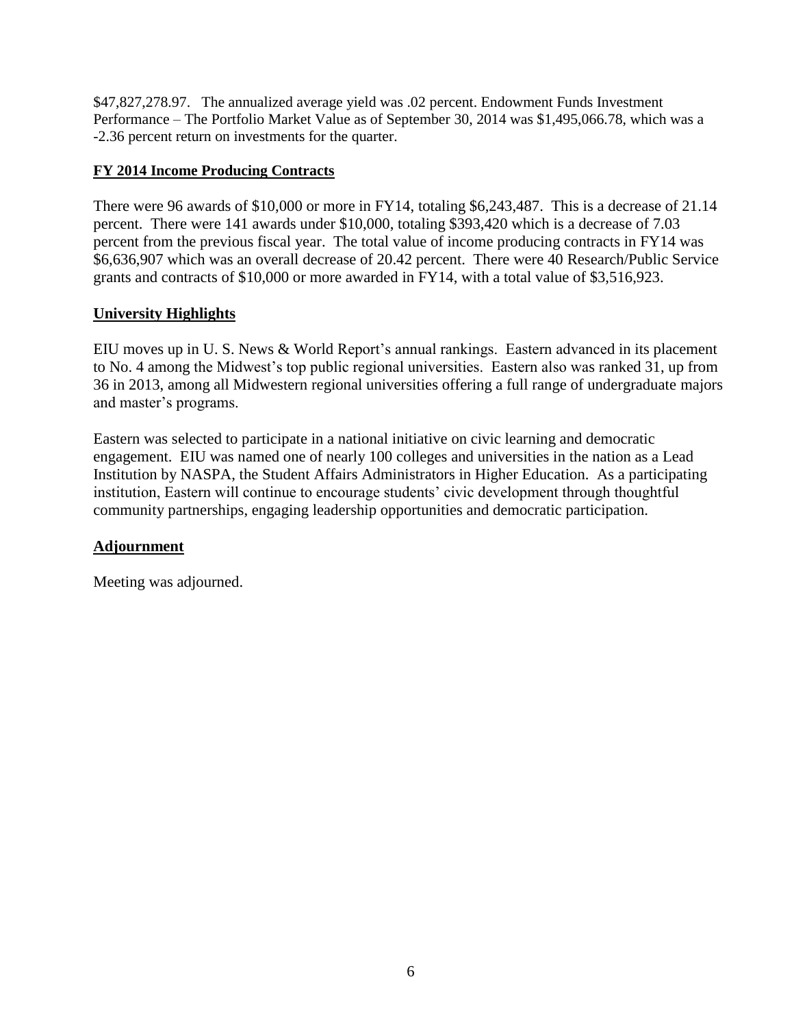$47,827,278.97. The annualized average yield was .02 percent. Endowment Funds Investment Performance – The Portfolio Market Value as of September 30, 2014 was $1,495,066.78, which was a -2.36 percent return on investments for the quarter.

## FY 2014 Income Producing Contracts

There were 96 awards of $10,000 or more in FY14, totaling $6,243,487. This is a decrease of 21.14 percent. There were 141 awards under $10,000, totaling $393,420 which is a decrease of 7.03 percent from the previous fiscal year. The total value of income producing contracts in FY14 was $6,636,907 which was an overall decrease of 20.42 percent. There were 40 Research/Public Service grants and contracts of $10,000 or more awarded in FY14, with a total value of $3,516,923.

## University Highlights

EIU moves up in U. S. News & World Report's annual rankings. Eastern advanced in its placement to No. 4 among the Midwest's top public regional universities. Eastern also was ranked 31, up from 36 in 2013, among all Midwestern regional universities offering a full range of undergraduate majors and master's programs.

Eastern was selected to participate in a national initiative on civic learning and democratic engagement. EIU was named one of nearly 100 colleges and universities in the nation as a Lead Institution by NASPA, the Student Affairs Administrators in Higher Education. As a participating institution, Eastern will continue to encourage students' civic development through thoughtful community partnerships, engaging leadership opportunities and democratic participation.

## Adjournment

Meeting was adjourned.